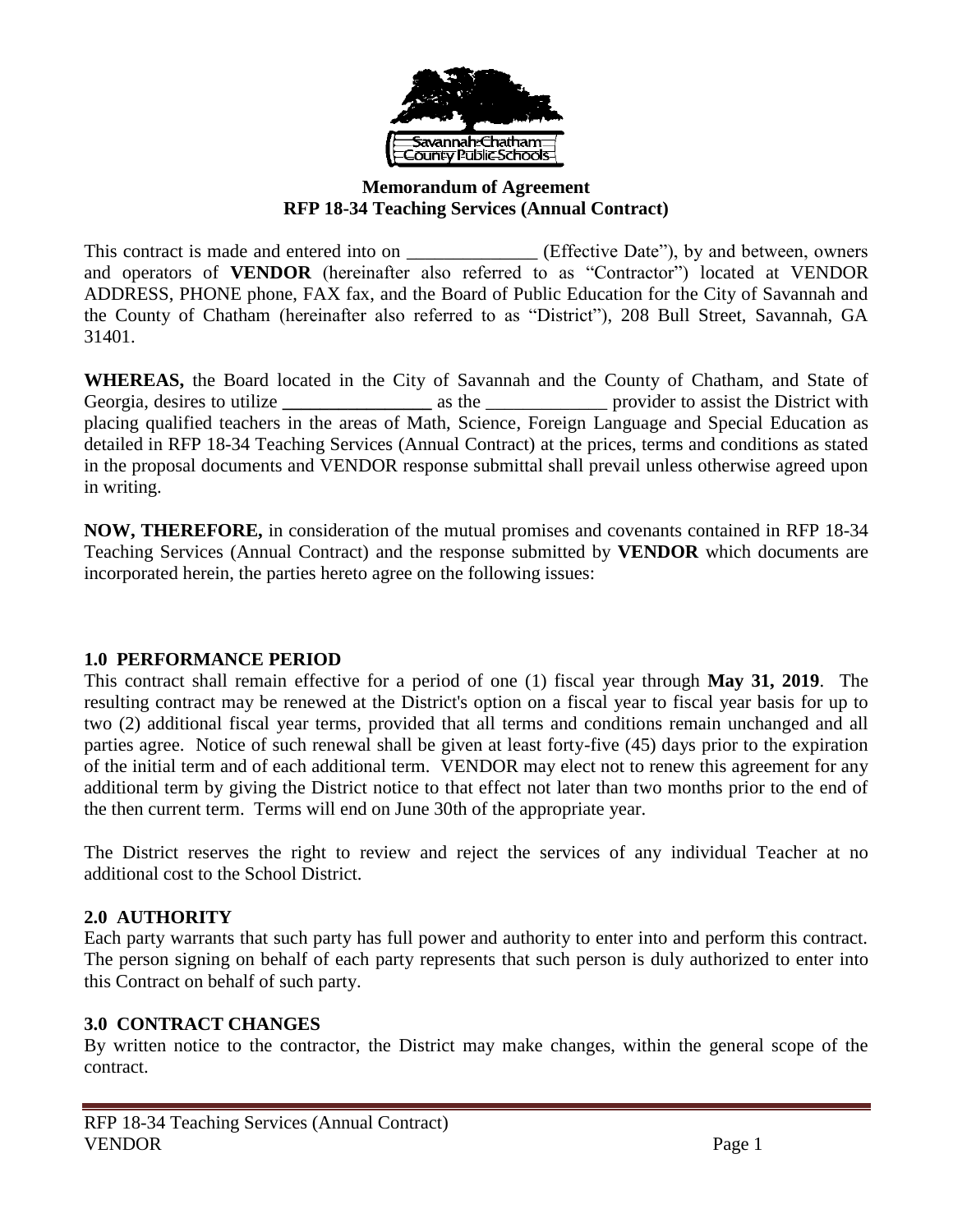**Memorandum of Agreement**
**RFP 18-34 Teaching Services (Annual Contract)**

This contract is made and entered into on ______________ (Effective Date"), by and between, owners and operators of **VENDOR** (hereinafter also referred to as "Contractor") located at VENDOR ADDRESS, PHONE phone, FAX fax, and the Board of Public Education for the City of Savannah and the County of Chatham (hereinafter also referred to as "District"), 208 Bull Street, Savannah, GA 31401.

**WHEREAS,** the Board located in the City of Savannah and the County of Chatham, and State of Georgia, desires to utilize **________________** as the _____________ provider to assist the District with placing qualified teachers in the areas of Math, Science, Foreign Language and Special Education as detailed in RFP 18-34 Teaching Services (Annual Contract) at the prices, terms and conditions as stated in the proposal documents and VENDOR response submittal shall prevail unless otherwise agreed upon in writing.

**NOW, THEREFORE,** in consideration of the mutual promises and covenants contained in RFP 18-34 Teaching Services (Annual Contract) and the response submitted by **VENDOR** which documents are incorporated herein, the parties hereto agree on the following issues:

## 1.0 PERFORMANCE PERIOD

This contract shall remain effective for a period of one (1) fiscal year through **May 31, 2019**. The resulting contract may be renewed at the District's option on a fiscal year to fiscal year basis for up to two (2) additional fiscal year terms, provided that all terms and conditions remain unchanged and all parties agree. Notice of such renewal shall be given at least forty-five (45) days prior to the expiration of the initial term and of each additional term. VENDOR may elect not to renew this agreement for any additional term by giving the District notice to that effect not later than two months prior to the end of the then current term. Terms will end on June 30th of the appropriate year.

The District reserves the right to review and reject the services of any individual Teacher at no additional cost to the School District.

## 2.0 AUTHORITY

Each party warrants that such party has full power and authority to enter into and perform this contract. The person signing on behalf of each party represents that such person is duly authorized to enter into this Contract on behalf of such party.

## 3.0 CONTRACT CHANGES

By written notice to the contractor, the District may make changes, within the general scope of the contract.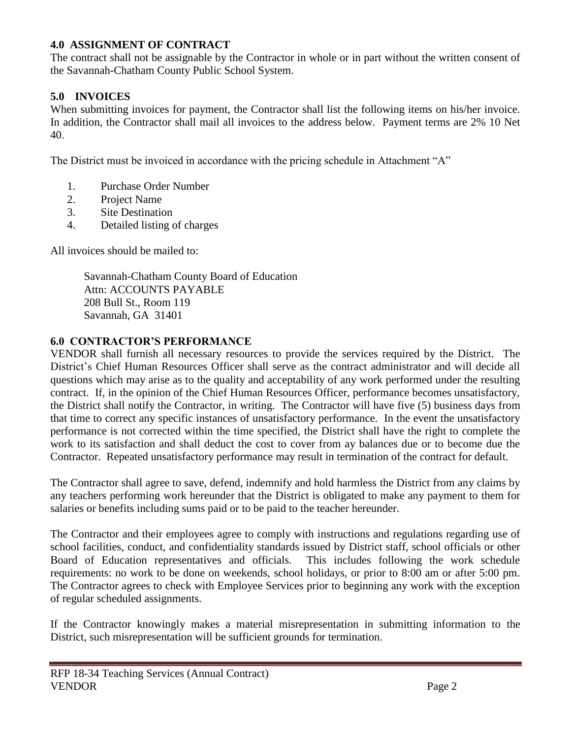### 4.0 ASSIGNMENT OF CONTRACT

The contract shall not be assignable by the Contractor in whole or in part without the written consent of the Savannah-Chatham County Public School System.

### 5.0 INVOICES

When submitting invoices for payment, the Contractor shall list the following items on his/her invoice. In addition, the Contractor shall mail all invoices to the address below. Payment terms are 2% 10 Net 40.

The District must be invoiced in accordance with the pricing schedule in Attachment "A"

1. Purchase Order Number
2. Project Name
3. Site Destination
4. Detailed listing of charges

All invoices should be mailed to:

Savannah-Chatham County Board of Education
Attn: ACCOUNTS PAYABLE
208 Bull St., Room 119
Savannah, GA 31401

### 6.0 CONTRACTOR'S PERFORMANCE

VENDOR shall furnish all necessary resources to provide the services required by the District. The District's Chief Human Resources Officer shall serve as the contract administrator and will decide all questions which may arise as to the quality and acceptability of any work performed under the resulting contract. If, in the opinion of the Chief Human Resources Officer, performance becomes unsatisfactory, the District shall notify the Contractor, in writing. The Contractor will have five (5) business days from that time to correct any specific instances of unsatisfactory performance. In the event the unsatisfactory performance is not corrected within the time specified, the District shall have the right to complete the work to its satisfaction and shall deduct the cost to cover from ay balances due or to become due the Contractor. Repeated unsatisfactory performance may result in termination of the contract for default.

The Contractor shall agree to save, defend, indemnify and hold harmless the District from any claims by any teachers performing work hereunder that the District is obligated to make any payment to them for salaries or benefits including sums paid or to be paid to the teacher hereunder.

The Contractor and their employees agree to comply with instructions and regulations regarding use of school facilities, conduct, and confidentiality standards issued by District staff, school officials or other Board of Education representatives and officials. This includes following the work schedule requirements: no work to be done on weekends, school holidays, or prior to 8:00 am or after 5:00 pm. The Contractor agrees to check with Employee Services prior to beginning any work with the exception of regular scheduled assignments.

If the Contractor knowingly makes a material misrepresentation in submitting information to the District, such misrepresentation will be sufficient grounds for termination.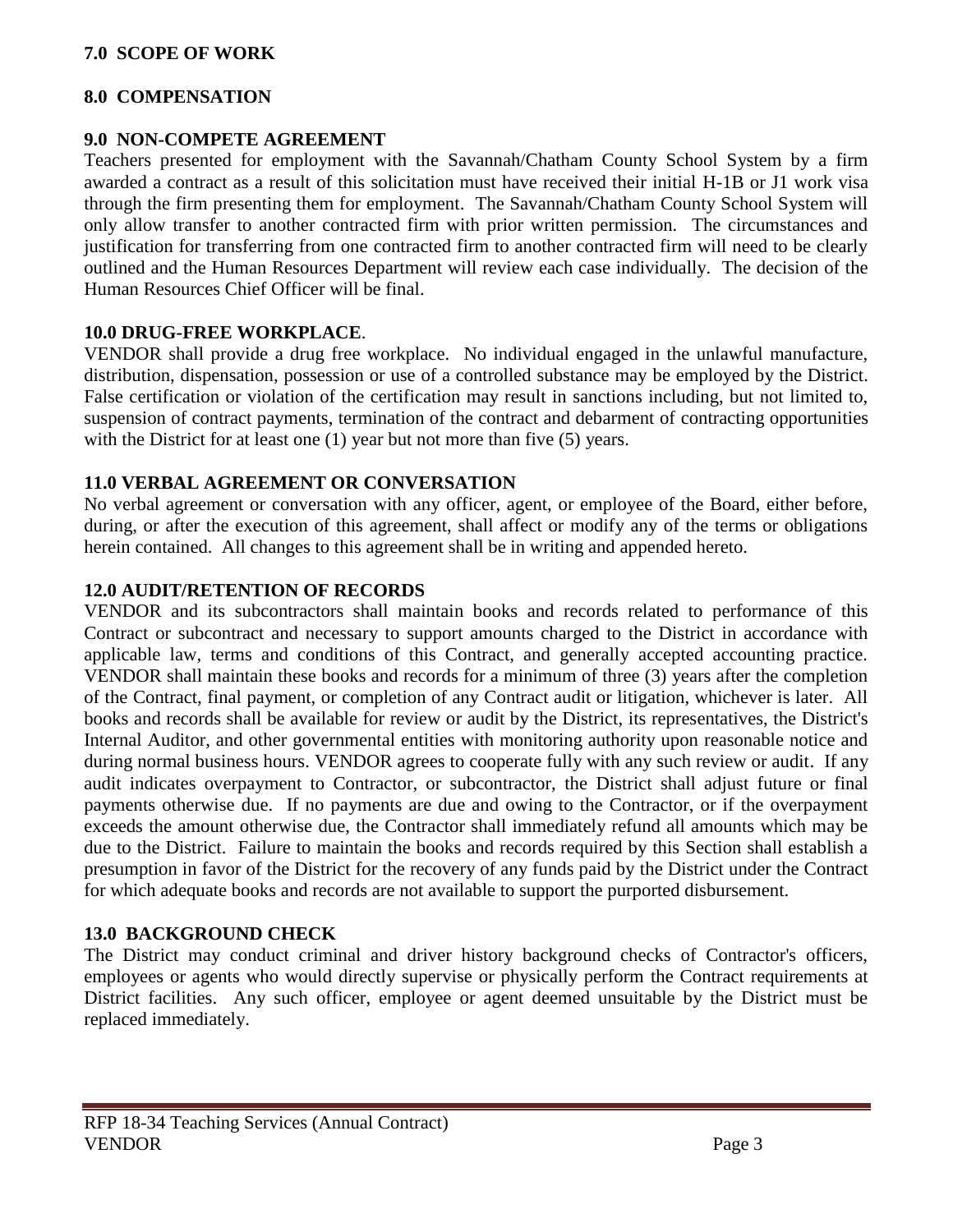## 7.0 SCOPE OF WORK

## 8.0 COMPENSATION

## 9.0 NON-COMPETE AGREEMENT

Teachers presented for employment with the Savannah/Chatham County School System by a firm awarded a contract as a result of this solicitation must have received their initial H-1B or J1 work visa through the firm presenting them for employment. The Savannah/Chatham County School System will only allow transfer to another contracted firm with prior written permission. The circumstances and justification for transferring from one contracted firm to another contracted firm will need to be clearly outlined and the Human Resources Department will review each case individually. The decision of the Human Resources Chief Officer will be final.

## 10.0 DRUG-FREE WORKPLACE.

VENDOR shall provide a drug free workplace. No individual engaged in the unlawful manufacture, distribution, dispensation, possession or use of a controlled substance may be employed by the District. False certification or violation of the certification may result in sanctions including, but not limited to, suspension of contract payments, termination of the contract and debarment of contracting opportunities with the District for at least one (1) year but not more than five (5) years.

## 11.0 VERBAL AGREEMENT OR CONVERSATION

No verbal agreement or conversation with any officer, agent, or employee of the Board, either before, during, or after the execution of this agreement, shall affect or modify any of the terms or obligations herein contained. All changes to this agreement shall be in writing and appended hereto.

## 12.0 AUDIT/RETENTION OF RECORDS

VENDOR and its subcontractors shall maintain books and records related to performance of this Contract or subcontract and necessary to support amounts charged to the District in accordance with applicable law, terms and conditions of this Contract, and generally accepted accounting practice. VENDOR shall maintain these books and records for a minimum of three (3) years after the completion of the Contract, final payment, or completion of any Contract audit or litigation, whichever is later. All books and records shall be available for review or audit by the District, its representatives, the District's Internal Auditor, and other governmental entities with monitoring authority upon reasonable notice and during normal business hours. VENDOR agrees to cooperate fully with any such review or audit. If any audit indicates overpayment to Contractor, or subcontractor, the District shall adjust future or final payments otherwise due. If no payments are due and owing to the Contractor, or if the overpayment exceeds the amount otherwise due, the Contractor shall immediately refund all amounts which may be due to the District. Failure to maintain the books and records required by this Section shall establish a presumption in favor of the District for the recovery of any funds paid by the District under the Contract for which adequate books and records are not available to support the purported disbursement.

## 13.0 BACKGROUND CHECK

The District may conduct criminal and driver history background checks of Contractor's officers, employees or agents who would directly supervise or physically perform the Contract requirements at District facilities. Any such officer, employee or agent deemed unsuitable by the District must be replaced immediately.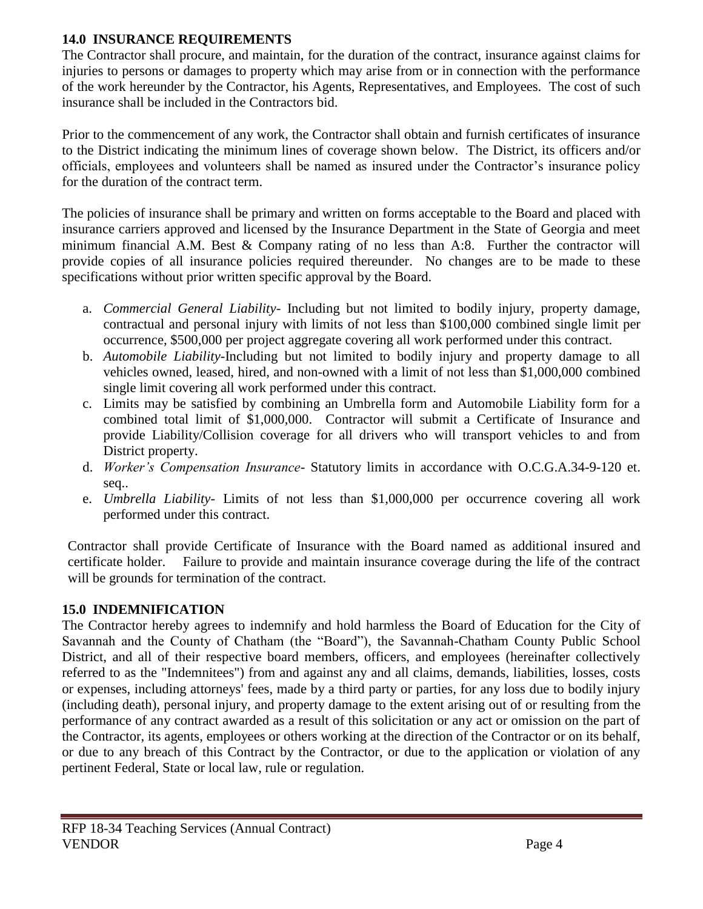## 14.0 INSURANCE REQUIREMENTS

The Contractor shall procure, and maintain, for the duration of the contract, insurance against claims for injuries to persons or damages to property which may arise from or in connection with the performance of the work hereunder by the Contractor, his Agents, Representatives, and Employees. The cost of such insurance shall be included in the Contractors bid.

Prior to the commencement of any work, the Contractor shall obtain and furnish certificates of insurance to the District indicating the minimum lines of coverage shown below. The District, its officers and/or officials, employees and volunteers shall be named as insured under the Contractor's insurance policy for the duration of the contract term.

The policies of insurance shall be primary and written on forms acceptable to the Board and placed with insurance carriers approved and licensed by the Insurance Department in the State of Georgia and meet minimum financial A.M. Best & Company rating of no less than A:8. Further the contractor will provide copies of all insurance policies required thereunder. No changes are to be made to these specifications without prior written specific approval by the Board.

a. *Commercial General Liability*- Including but not limited to bodily injury, property damage, contractual and personal injury with limits of not less than $100,000 combined single limit per occurrence, $500,000 per project aggregate covering all work performed under this contract.
b. *Automobile Liability*-Including but not limited to bodily injury and property damage to all vehicles owned, leased, hired, and non-owned with a limit of not less than $1,000,000 combined single limit covering all work performed under this contract.
c. Limits may be satisfied by combining an Umbrella form and Automobile Liability form for a combined total limit of $1,000,000. Contractor will submit a Certificate of Insurance and provide Liability/Collision coverage for all drivers who will transport vehicles to and from District property.
d. *Worker's Compensation Insurance*- Statutory limits in accordance with O.C.G.A.34-9-120 et. seq..
e. *Umbrella Liability*- Limits of not less than $1,000,000 per occurrence covering all work performed under this contract.

Contractor shall provide Certificate of Insurance with the Board named as additional insured and certificate holder. Failure to provide and maintain insurance coverage during the life of the contract will be grounds for termination of the contract.

## 15.0 INDEMNIFICATION

The Contractor hereby agrees to indemnify and hold harmless the Board of Education for the City of Savannah and the County of Chatham (the "Board"), the Savannah-Chatham County Public School District, and all of their respective board members, officers, and employees (hereinafter collectively referred to as the "Indemnitees") from and against any and all claims, demands, liabilities, losses, costs or expenses, including attorneys' fees, made by a third party or parties, for any loss due to bodily injury (including death), personal injury, and property damage to the extent arising out of or resulting from the performance of any contract awarded as a result of this solicitation or any act or omission on the part of the Contractor, its agents, employees or others working at the direction of the Contractor or on its behalf, or due to any breach of this Contract by the Contractor, or due to the application or violation of any pertinent Federal, State or local law, rule or regulation.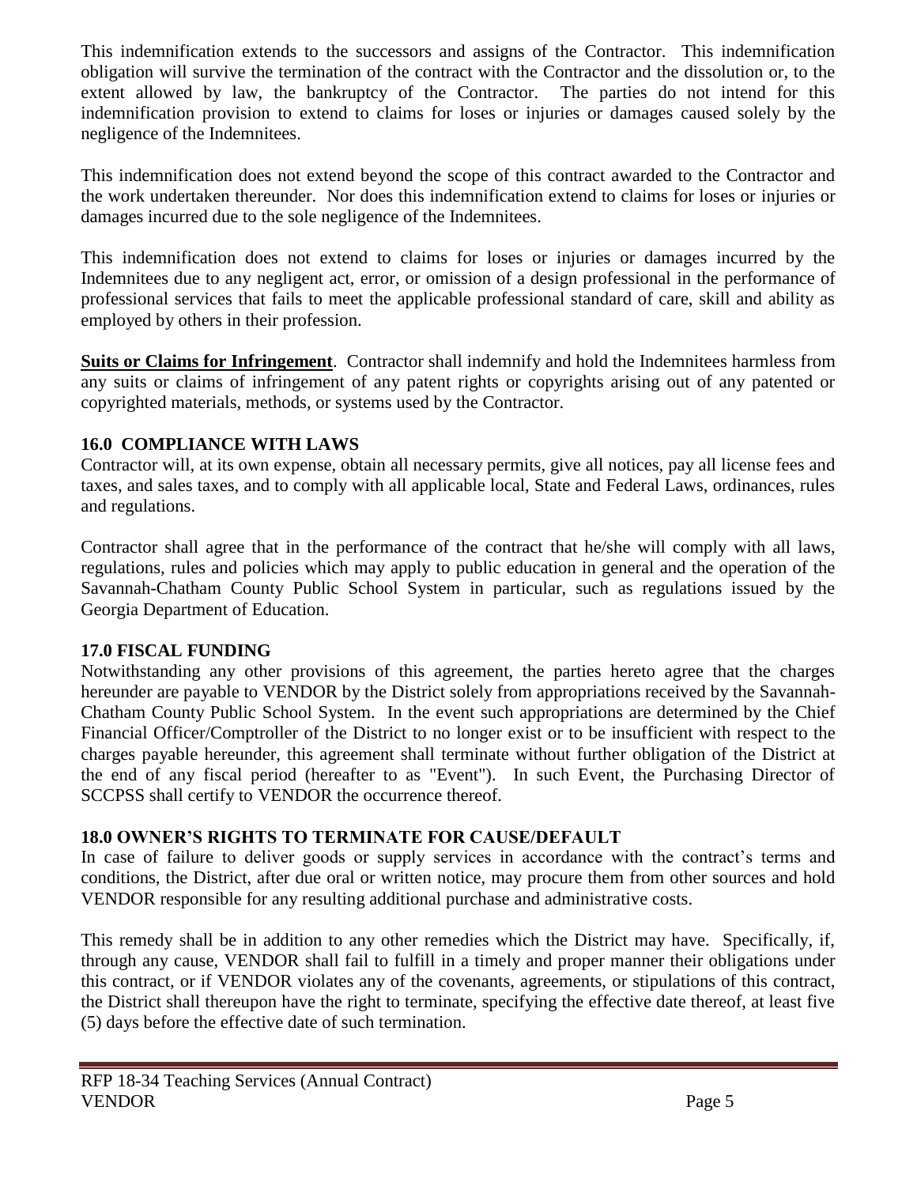This indemnification extends to the successors and assigns of the Contractor. This indemnification obligation will survive the termination of the contract with the Contractor and the dissolution or, to the extent allowed by law, the bankruptcy of the Contractor. The parties do not intend for this indemnification provision to extend to claims for loses or injuries or damages caused solely by the negligence of the Indemnitees.

This indemnification does not extend beyond the scope of this contract awarded to the Contractor and the work undertaken thereunder. Nor does this indemnification extend to claims for loses or injuries or damages incurred due to the sole negligence of the Indemnitees.

This indemnification does not extend to claims for loses or injuries or damages incurred by the Indemnitees due to any negligent act, error, or omission of a design professional in the performance of professional services that fails to meet the applicable professional standard of care, skill and ability as employed by others in their profession.

**Suits or Claims for Infringement**. Contractor shall indemnify and hold the Indemnitees harmless from any suits or claims of infringement of any patent rights or copyrights arising out of any patented or copyrighted materials, methods, or systems used by the Contractor.

## 16.0 COMPLIANCE WITH LAWS

Contractor will, at its own expense, obtain all necessary permits, give all notices, pay all license fees and taxes, and sales taxes, and to comply with all applicable local, State and Federal Laws, ordinances, rules and regulations.

Contractor shall agree that in the performance of the contract that he/she will comply with all laws, regulations, rules and policies which may apply to public education in general and the operation of the Savannah-Chatham County Public School System in particular, such as regulations issued by the Georgia Department of Education.

## 17.0 FISCAL FUNDING

Notwithstanding any other provisions of this agreement, the parties hereto agree that the charges hereunder are payable to VENDOR by the District solely from appropriations received by the Savannah-Chatham County Public School System. In the event such appropriations are determined by the Chief Financial Officer/Comptroller of the District to no longer exist or to be insufficient with respect to the charges payable hereunder, this agreement shall terminate without further obligation of the District at the end of any fiscal period (hereafter to as "Event"). In such Event, the Purchasing Director of SCCPSS shall certify to VENDOR the occurrence thereof.

## 18.0 OWNER'S RIGHTS TO TERMINATE FOR CAUSE/DEFAULT

In case of failure to deliver goods or supply services in accordance with the contract's terms and conditions, the District, after due oral or written notice, may procure them from other sources and hold VENDOR responsible for any resulting additional purchase and administrative costs.

This remedy shall be in addition to any other remedies which the District may have. Specifically, if, through any cause, VENDOR shall fail to fulfill in a timely and proper manner their obligations under this contract, or if VENDOR violates any of the covenants, agreements, or stipulations of this contract, the District shall thereupon have the right to terminate, specifying the effective date thereof, at least five (5) days before the effective date of such termination.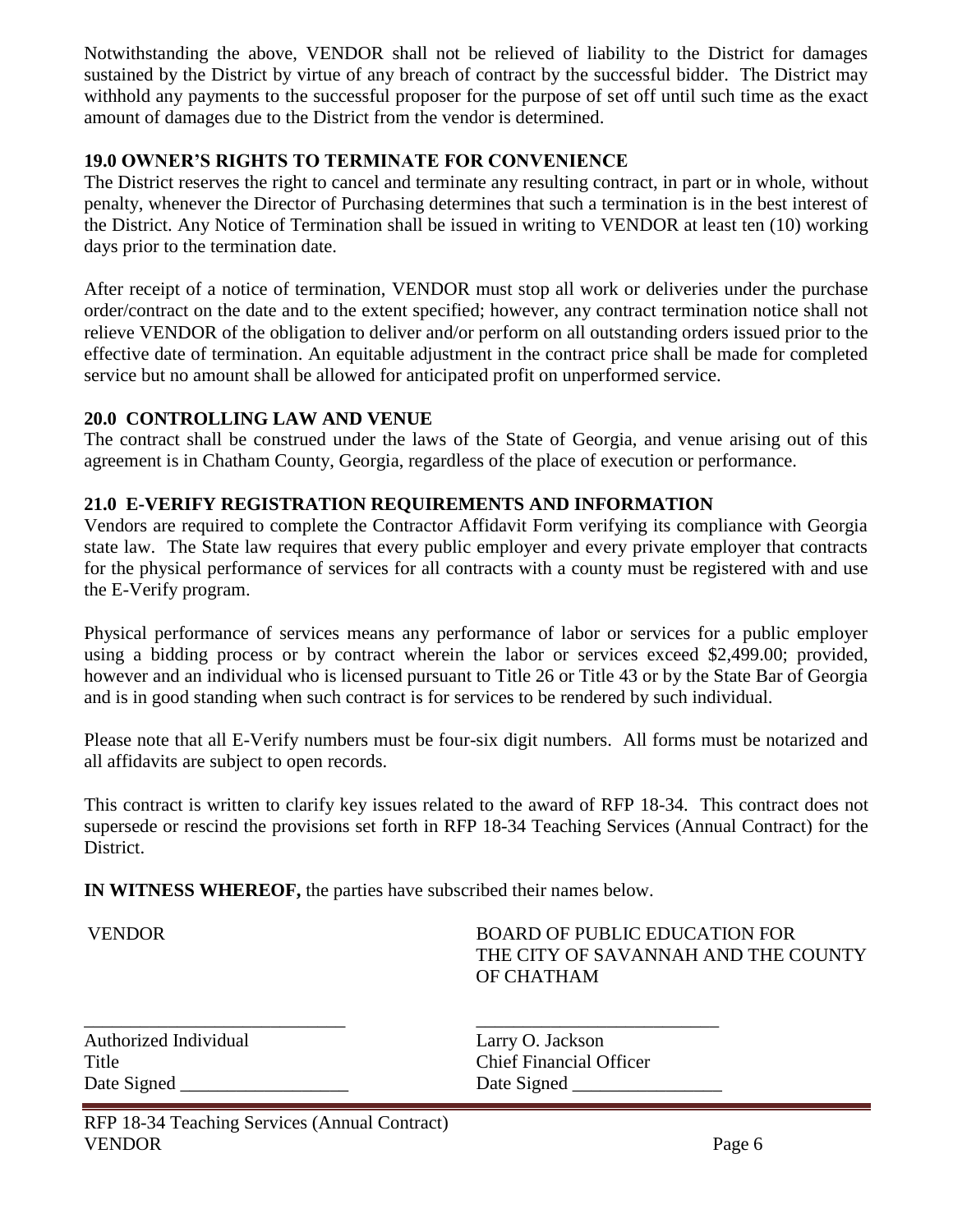Notwithstanding the above, VENDOR shall not be relieved of liability to the District for damages sustained by the District by virtue of any breach of contract by the successful bidder. The District may withhold any payments to the successful proposer for the purpose of set off until such time as the exact amount of damages due to the District from the vendor is determined.

## 19.0 OWNER'S RIGHTS TO TERMINATE FOR CONVENIENCE

The District reserves the right to cancel and terminate any resulting contract, in part or in whole, without penalty, whenever the Director of Purchasing determines that such a termination is in the best interest of the District. Any Notice of Termination shall be issued in writing to VENDOR at least ten (10) working days prior to the termination date.

After receipt of a notice of termination, VENDOR must stop all work or deliveries under the purchase order/contract on the date and to the extent specified; however, any contract termination notice shall not relieve VENDOR of the obligation to deliver and/or perform on all outstanding orders issued prior to the effective date of termination. An equitable adjustment in the contract price shall be made for completed service but no amount shall be allowed for anticipated profit on unperformed service.

## 20.0 CONTROLLING LAW AND VENUE

The contract shall be construed under the laws of the State of Georgia, and venue arising out of this agreement is in Chatham County, Georgia, regardless of the place of execution or performance.

## 21.0 E-VERIFY REGISTRATION REQUIREMENTS AND INFORMATION

Vendors are required to complete the Contractor Affidavit Form verifying its compliance with Georgia state law. The State law requires that every public employer and every private employer that contracts for the physical performance of services for all contracts with a county must be registered with and use the E-Verify program.

Physical performance of services means any performance of labor or services for a public employer using a bidding process or by contract wherein the labor or services exceed $2,499.00; provided, however and an individual who is licensed pursuant to Title 26 or Title 43 or by the State Bar of Georgia and is in good standing when such contract is for services to be rendered by such individual.

Please note that all E-Verify numbers must be four-six digit numbers. All forms must be notarized and all affidavits are subject to open records.

This contract is written to clarify key issues related to the award of RFP 18-34. This contract does not supersede or rescind the provisions set forth in RFP 18-34 Teaching Services (Annual Contract) for the District.

**IN WITNESS WHEREOF,** the parties have subscribed their names below.

| VENDOR | BOARD OF PUBLIC EDUCATION FOR THE CITY OF SAVANNAH AND THE COUNTY OF CHATHAM |
|---|---|
| ___________________________ | _________________________ |
| Authorized Individual | Larry O. Jackson |
| Title | Chief Financial Officer |
| Date Signed _________________ | Date Signed _______________ |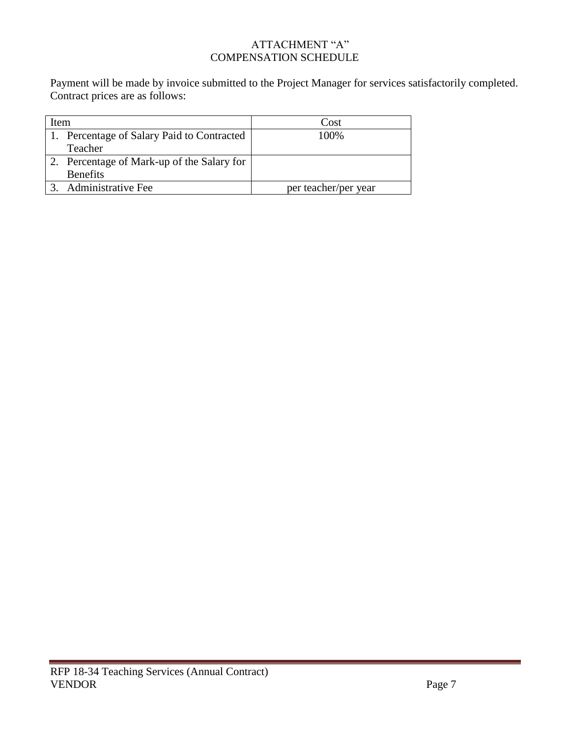# ATTACHMENT "A"
# COMPENSATION SCHEDULE

Payment will be made by invoice submitted to the Project Manager for services satisfactorily completed. Contract prices are as follows:

| Item | Cost |
|---|---|
| 1. Percentage of Salary Paid to Contracted Teacher | 100% |
| 2. Percentage of Mark-up of the Salary for Benefits | |
| 3. Administrative Fee | per teacher/per year |